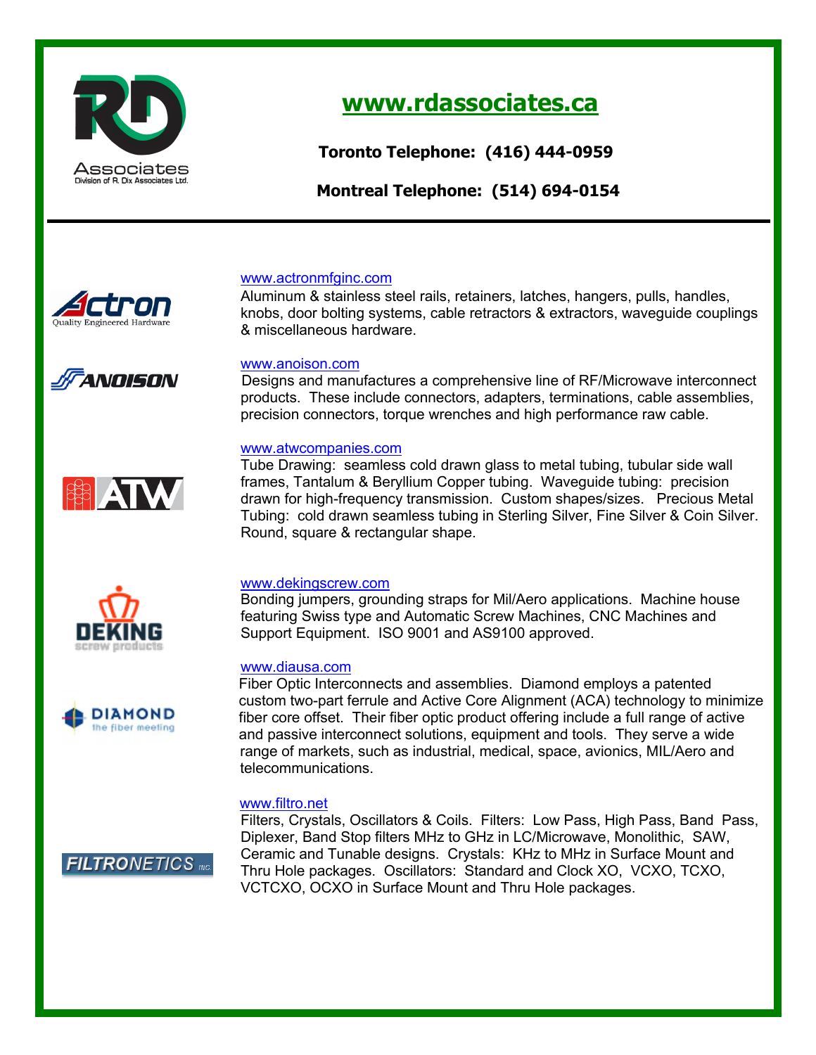RD Associates
Division of R. Dix Associates Ltd.

# www.rdassociates.ca

**Toronto Telephone: (416) 444-0959**

**Montreal Telephone: (514) 694-0154**

---

Actron
Quality Engineered Hardware

www.actronmfginc.com

Aluminum & stainless steel rails, retainers, latches, hangers, pulls, handles, knobs, door bolting systems, cable retractors & extractors, waveguide couplings & miscellaneous hardware.

ANOISON

www.anoison.com

Designs and manufactures a comprehensive line of RF/Microwave interconnect products. These include connectors, adapters, terminations, cable assemblies, precision connectors, torque wrenches and high performance raw cable.

ATW

www.atwcompanies.com

Tube Drawing: seamless cold drawn glass to metal tubing, tubular side wall frames, Tantalum & Beryllium Copper tubing. Waveguide tubing: precision drawn for high-frequency transmission. Custom shapes/sizes. Precious Metal Tubing: cold drawn seamless tubing in Sterling Silver, Fine Silver & Coin Silver. Round, square & rectangular shape.

DEKING
screw products

www.dekingscrew.com

Bonding jumpers, grounding straps for Mil/Aero applications. Machine house featuring Swiss type and Automatic Screw Machines, CNC Machines and Support Equipment. ISO 9001 and AS9100 approved.

DIAMOND
the fiber meeting

www.diausa.com

Fiber Optic Interconnects and assemblies. Diamond employs a patented custom two-part ferrule and Active Core Alignment (ACA) technology to minimize fiber core offset. Their fiber optic product offering include a full range of active and passive interconnect solutions, equipment and tools. They serve a wide range of markets, such as industrial, medical, space, avionics, MIL/Aero and telecommunications.

FILTRONETICS INC.

www.filtro.net

Filters, Crystals, Oscillators & Coils. Filters: Low Pass, High Pass, Band Pass, Diplexer, Band Stop filters MHz to GHz in LC/Microwave, Monolithic, SAW, Ceramic and Tunable designs. Crystals: KHz to MHz in Surface Mount and Thru Hole packages. Oscillators: Standard and Clock XO, VCXO, TCXO, VCTCXO, OCXO in Surface Mount and Thru Hole packages.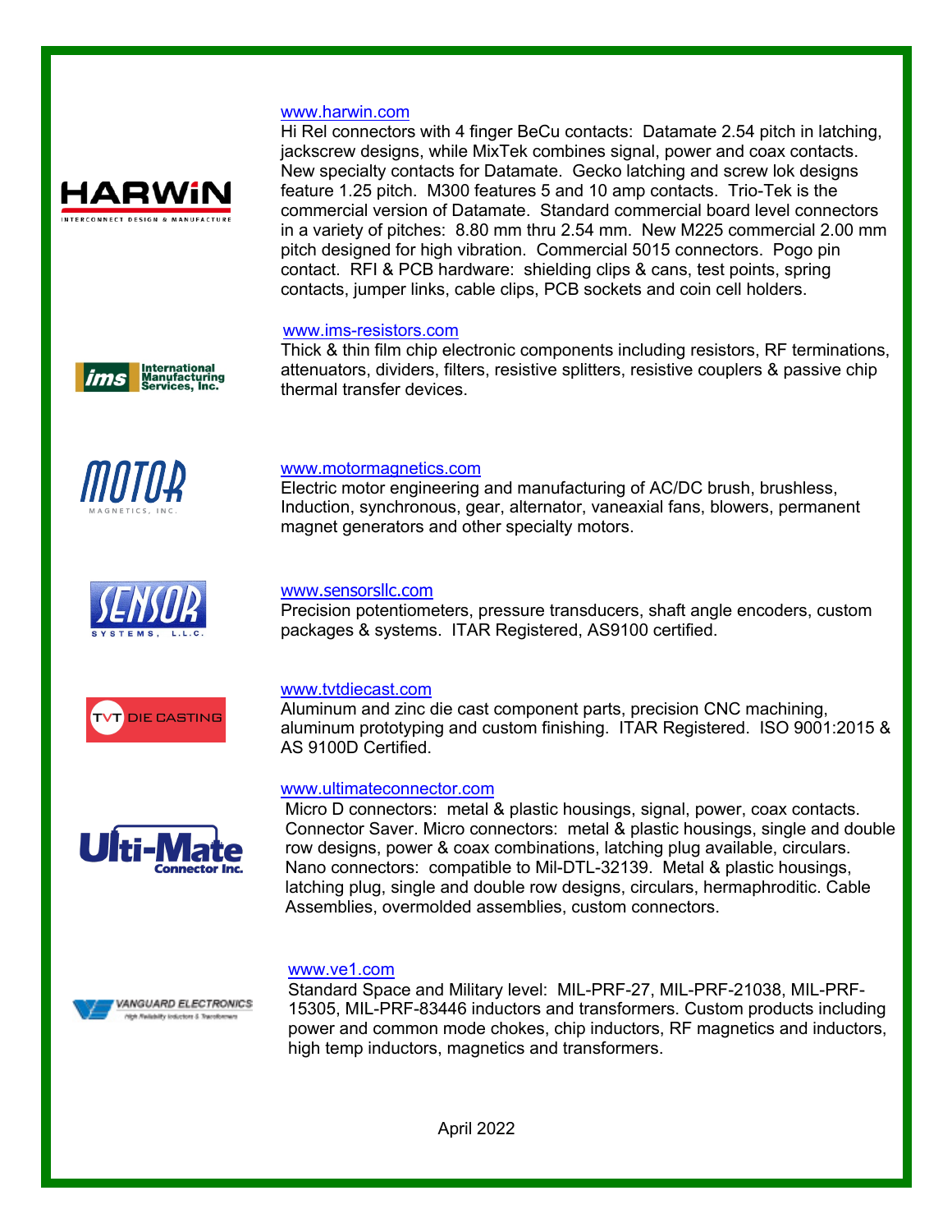www.harwin.com

Hi Rel connectors with 4 finger BeCu contacts: Datamate 2.54 pitch in latching, jackscrew designs, while MixTek combines signal, power and coax contacts. New specialty contacts for Datamate. Gecko latching and screw lok designs feature 1.25 pitch. M300 features 5 and 10 amp contacts. Trio-Tek is the commercial version of Datamate. Standard commercial board level connectors in a variety of pitches: 8.80 mm thru 2.54 mm. New M225 commercial 2.00 mm pitch designed for high vibration. Commercial 5015 connectors. Pogo pin contact. RFI & PCB hardware: shielding clips & cans, test points, spring contacts, jumper links, cable clips, PCB sockets and coin cell holders.

www.ims-resistors.com

Thick & thin film chip electronic components including resistors, RF terminations, attenuators, dividers, filters, resistive splitters, resistive couplers & passive chip thermal transfer devices.

www.motormagnetics.com

Electric motor engineering and manufacturing of AC/DC brush, brushless, Induction, synchronous, gear, alternator, vaneaxial fans, blowers, permanent magnet generators and other specialty motors.

www.sensorsllc.com

Precision potentiometers, pressure transducers, shaft angle encoders, custom packages & systems. ITAR Registered, AS9100 certified.

www.tvtdiecast.com

Aluminum and zinc die cast component parts, precision CNC machining, aluminum prototyping and custom finishing. ITAR Registered. ISO 9001:2015 & AS 9100D Certified.

www.ultimateconnector.com

Micro D connectors: metal & plastic housings, signal, power, coax contacts. Connector Saver. Micro connectors: metal & plastic housings, single and double row designs, power & coax combinations, latching plug available, circulars. Nano connectors: compatible to Mil-DTL-32139. Metal & plastic housings, latching plug, single and double row designs, circulars, hermaphroditic. Cable Assemblies, overmolded assemblies, custom connectors.

www.ve1.com

Standard Space and Military level: MIL-PRF-27, MIL-PRF-21038, MIL-PRF-15305, MIL-PRF-83446 inductors and transformers. Custom products including power and common mode chokes, chip inductors, RF magnetics and inductors, high temp inductors, magnetics and transformers.

April 2022